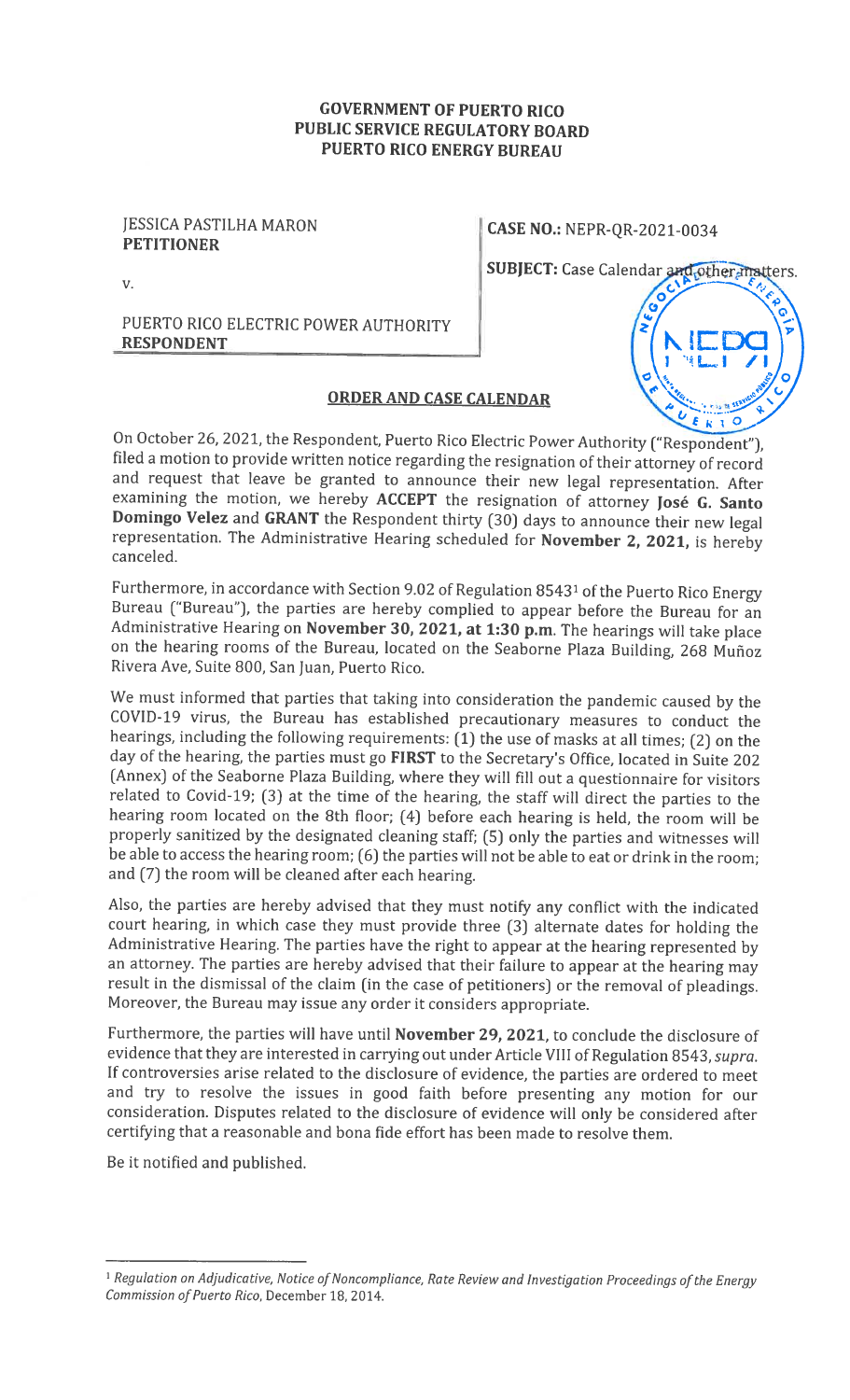**GOVERNMENT OF PUERTO RICO**
**PUBLIC SERVICE REGULATORY BOARD**
**PUERTO RICO ENERGY BUREAU**

JESSICA PASTILHA MARON
**PETITIONER**

v.

PUERTO RICO ELECTRIC POWER AUTHORITY
**RESPONDENT**

**CASE NO.:** NEPR-QR-2021-0034

**SUBJECT:** Case Calendar and other matters.

## ORDER AND CASE CALENDAR

On October 26, 2021, the Respondent, Puerto Rico Electric Power Authority ("Respondent"), filed a motion to provide written notice regarding the resignation of their attorney of record and request that leave be granted to announce their new legal representation. After examining the motion, we hereby **ACCEPT** the resignation of attorney **José G. Santo Domingo Velez** and **GRANT** the Respondent thirty (30) days to announce their new legal representation. The Administrative Hearing scheduled for **November 2, 2021**, is hereby canceled.

Furthermore, in accordance with Section 9.02 of Regulation 8543[1] of the Puerto Rico Energy Bureau ("Bureau"), the parties are hereby complied to appear before the Bureau for an Administrative Hearing on **November 30, 2021, at 1:30 p.m**. The hearings will take place on the hearing rooms of the Bureau, located on the Seaborne Plaza Building, 268 Muñoz Rivera Ave, Suite 800, San Juan, Puerto Rico.

We must informed that parties that taking into consideration the pandemic caused by the COVID-19 virus, the Bureau has established precautionary measures to conduct the hearings, including the following requirements: (1) the use of masks at all times; (2) on the day of the hearing, the parties must go **FIRST** to the Secretary's Office, located in Suite 202 (Annex) of the Seaborne Plaza Building, where they will fill out a questionnaire for visitors related to Covid-19; (3) at the time of the hearing, the staff will direct the parties to the hearing room located on the 8th floor; (4) before each hearing is held, the room will be properly sanitized by the designated cleaning staff; (5) only the parties and witnesses will be able to access the hearing room; (6) the parties will not be able to eat or drink in the room; and (7) the room will be cleaned after each hearing.

Also, the parties are hereby advised that they must notify any conflict with the indicated court hearing, in which case they must provide three (3) alternate dates for holding the Administrative Hearing. The parties have the right to appear at the hearing represented by an attorney. The parties are hereby advised that their failure to appear at the hearing may result in the dismissal of the claim (in the case of petitioners) or the removal of pleadings. Moreover, the Bureau may issue any order it considers appropriate.

Furthermore, the parties will have until **November 29, 2021**, to conclude the disclosure of evidence that they are interested in carrying out under Article VIII of Regulation 8543, *supra*. If controversies arise related to the disclosure of evidence, the parties are ordered to meet and try to resolve the issues in good faith before presenting any motion for our consideration. Disputes related to the disclosure of evidence will only be considered after certifying that a reasonable and bona fide effort has been made to resolve them.

Be it notified and published.

---

[1] *Regulation on Adjudicative, Notice of Noncompliance, Rate Review and Investigation Proceedings of the Energy Commission of Puerto Rico*, December 18, 2014.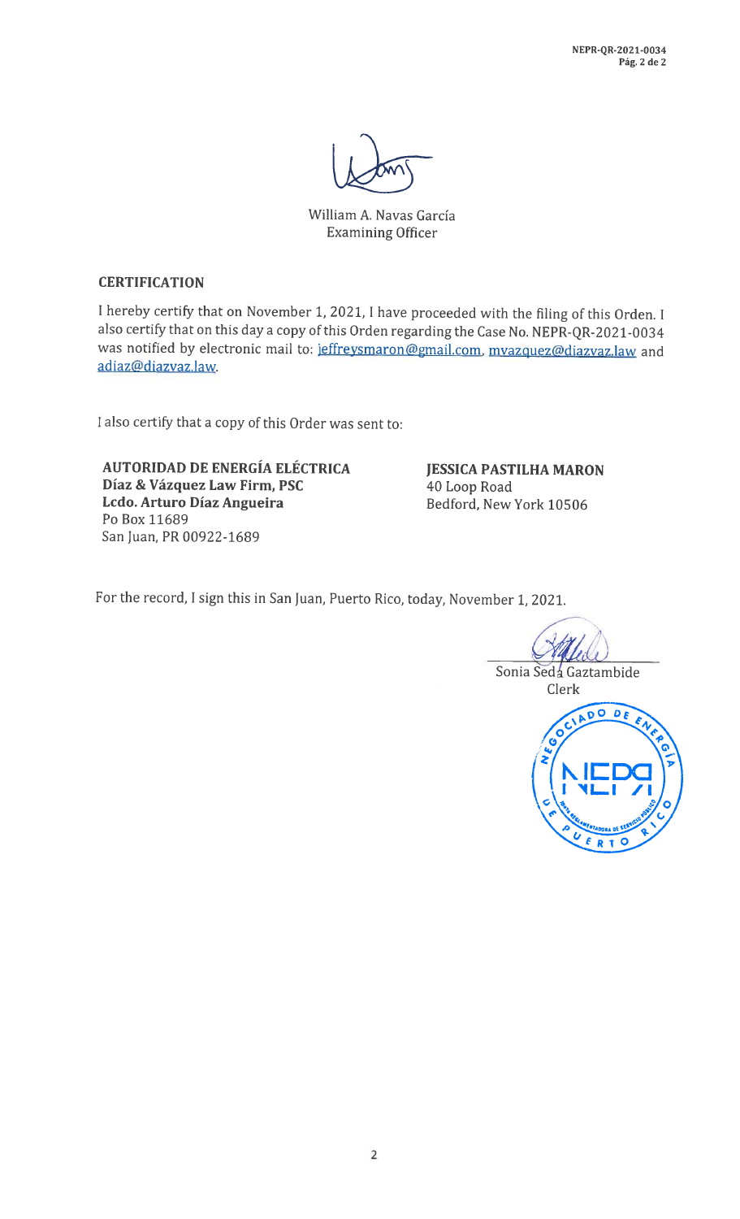William A. Navas García
Examining Officer

**CERTIFICATION**

I hereby certify that on November 1, 2021, I have proceeded with the filing of this Orden. I also certify that on this day a copy of this Orden regarding the Case No. NEPR-QR-2021-0034 was notified by electronic mail to: jeffreysmaron@gmail.com, mvazquez@diazvaz.law and adiaz@diazvaz.law.

I also certify that a copy of this Order was sent to:

**AUTORIDAD DE ENERGÍA ELÉCTRICA**
**Díaz & Vázquez Law Firm, PSC**
**Lcdo. Arturo Díaz Angueira**
Po Box 11689
San Juan, PR 00922-1689

**JESSICA PASTILHA MARON**
40 Loop Road
Bedford, New York 10506

For the record, I sign this in San Juan, Puerto Rico, today, November 1, 2021.

Sonia Seda Gaztambide
Clerk